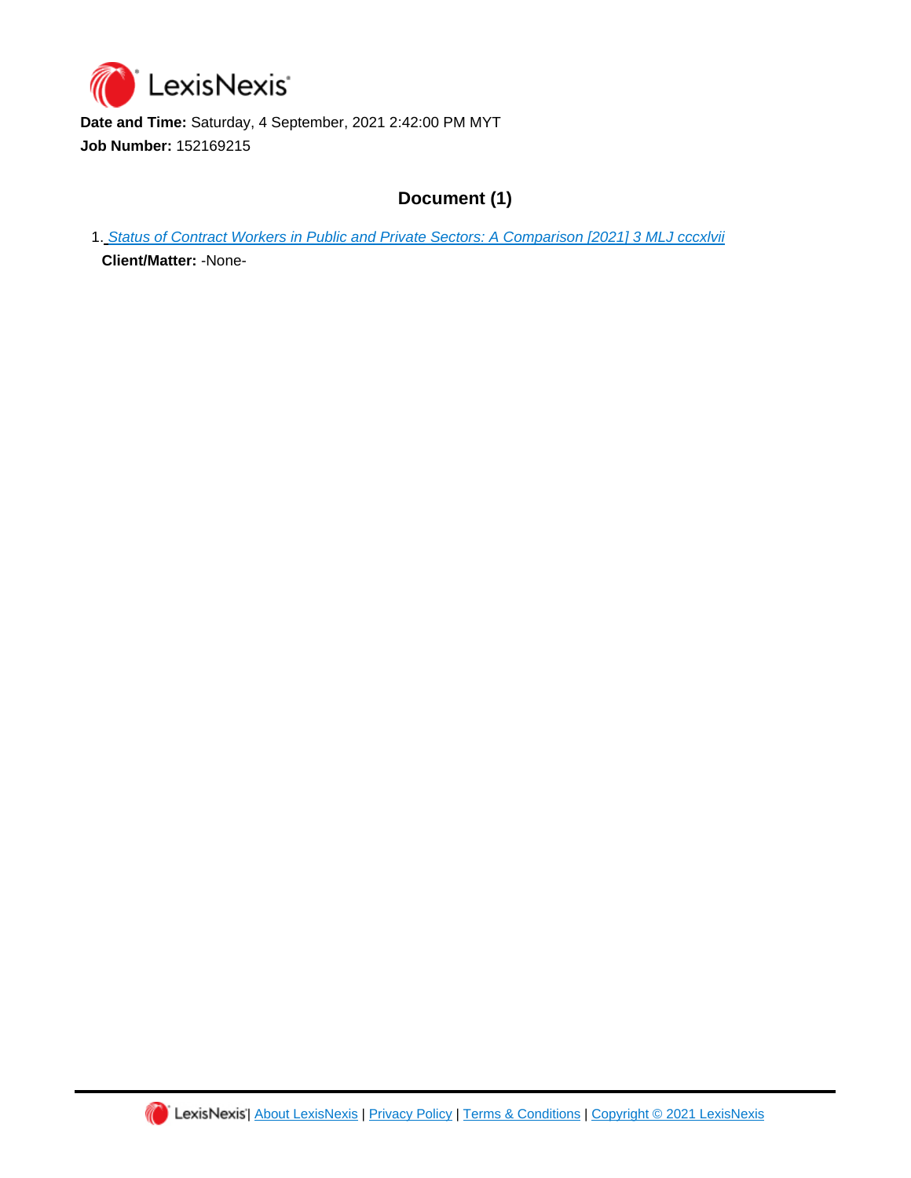**Date and Time:** Saturday, 4 September, 2021 2:42:00 PM MYT

**Job Number:** 152169215

## Document (1)

1. Status of Contract Workers in Public and Private Sectors: A Comparison [2021] 3 MLJ cccxlvii

   **Client/Matter:** -None-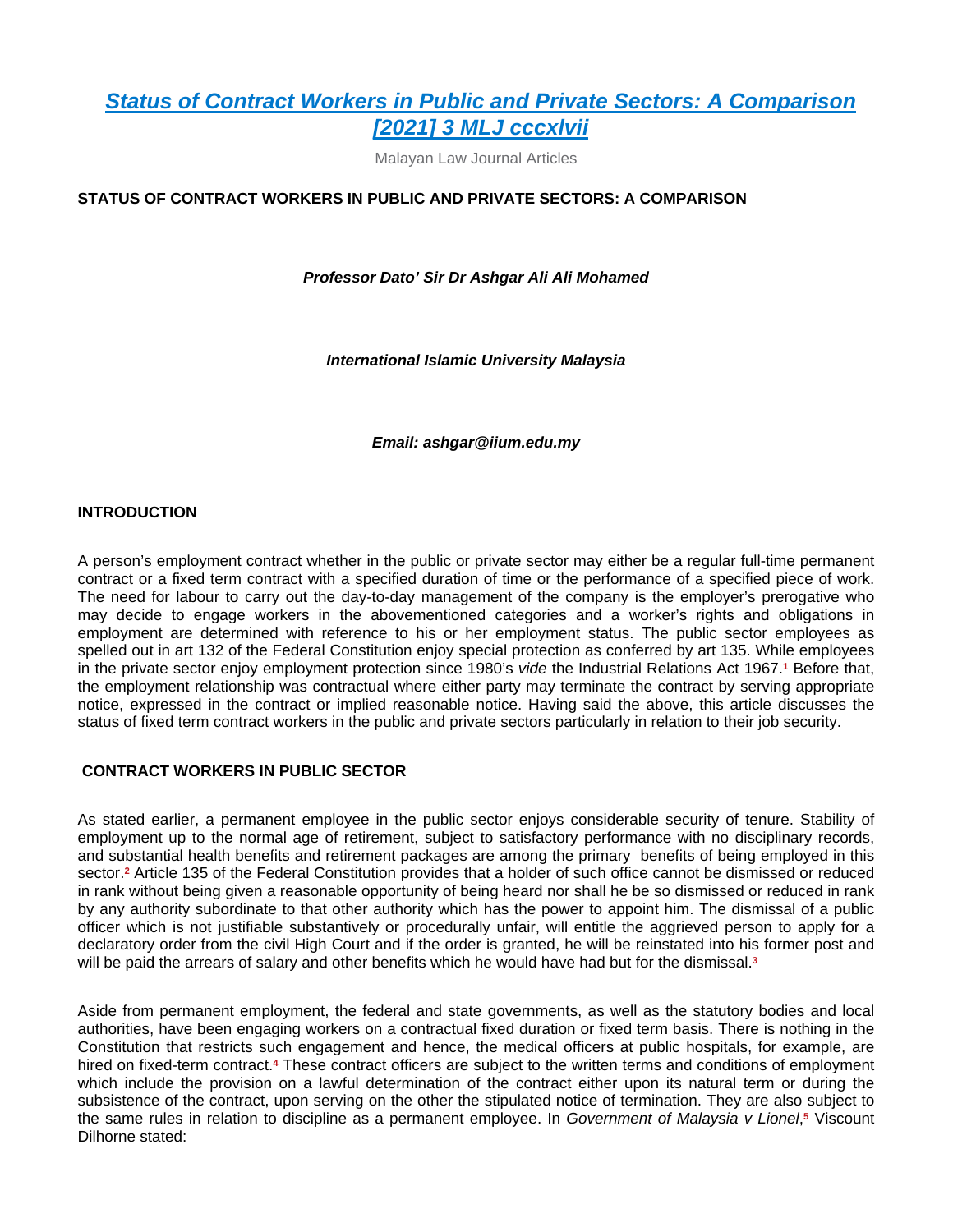# [Status of Contract Workers in Public and Private Sectors: A Comparison [2021] 3 MLJ cccxlvii]()

Malayan Law Journal Articles

**STATUS OF CONTRACT WORKERS IN PUBLIC AND PRIVATE SECTORS: A COMPARISON**

***Professor Dato' Sir Dr Ashgar Ali Ali Mohamed***

***International Islamic University Malaysia***

***Email: ashgar@iium.edu.my***

**INTRODUCTION**

A person's employment contract whether in the public or private sector may either be a regular full-time permanent contract or a fixed term contract with a specified duration of time or the performance of a specified piece of work. The need for labour to carry out the day-to-day management of the company is the employer's prerogative who may decide to engage workers in the abovementioned categories and a worker's rights and obligations in employment are determined with reference to his or her employment status. The public sector employees as spelled out in art 132 of the Federal Constitution enjoy special protection as conferred by art 135. While employees in the private sector enjoy employment protection since 1980's *vide* the Industrial Relations Act 1967.[1] Before that, the employment relationship was contractual where either party may terminate the contract by serving appropriate notice, expressed in the contract or implied reasonable notice. Having said the above, this article discusses the status of fixed term contract workers in the public and private sectors particularly in relation to their job security.

**CONTRACT WORKERS IN PUBLIC SECTOR**

As stated earlier, a permanent employee in the public sector enjoys considerable security of tenure. Stability of employment up to the normal age of retirement, subject to satisfactory performance with no disciplinary records, and substantial health benefits and retirement packages are among the primary benefits of being employed in this sector.[2] Article 135 of the Federal Constitution provides that a holder of such office cannot be dismissed or reduced in rank without being given a reasonable opportunity of being heard nor shall he be so dismissed or reduced in rank by any authority subordinate to that other authority which has the power to appoint him. The dismissal of a public officer which is not justifiable substantively or procedurally unfair, will entitle the aggrieved person to apply for a declaratory order from the civil High Court and if the order is granted, he will be reinstated into his former post and will be paid the arrears of salary and other benefits which he would have had but for the dismissal.[3]

Aside from permanent employment, the federal and state governments, as well as the statutory bodies and local authorities, have been engaging workers on a contractual fixed duration or fixed term basis. There is nothing in the Constitution that restricts such engagement and hence, the medical officers at public hospitals, for example, are hired on fixed-term contract.[4] These contract officers are subject to the written terms and conditions of employment which include the provision on a lawful determination of the contract either upon its natural term or during the subsistence of the contract, upon serving on the other the stipulated notice of termination. They are also subject to the same rules in relation to discipline as a permanent employee. In *Government of Malaysia v Lionel*,[5] Viscount Dilhorne stated: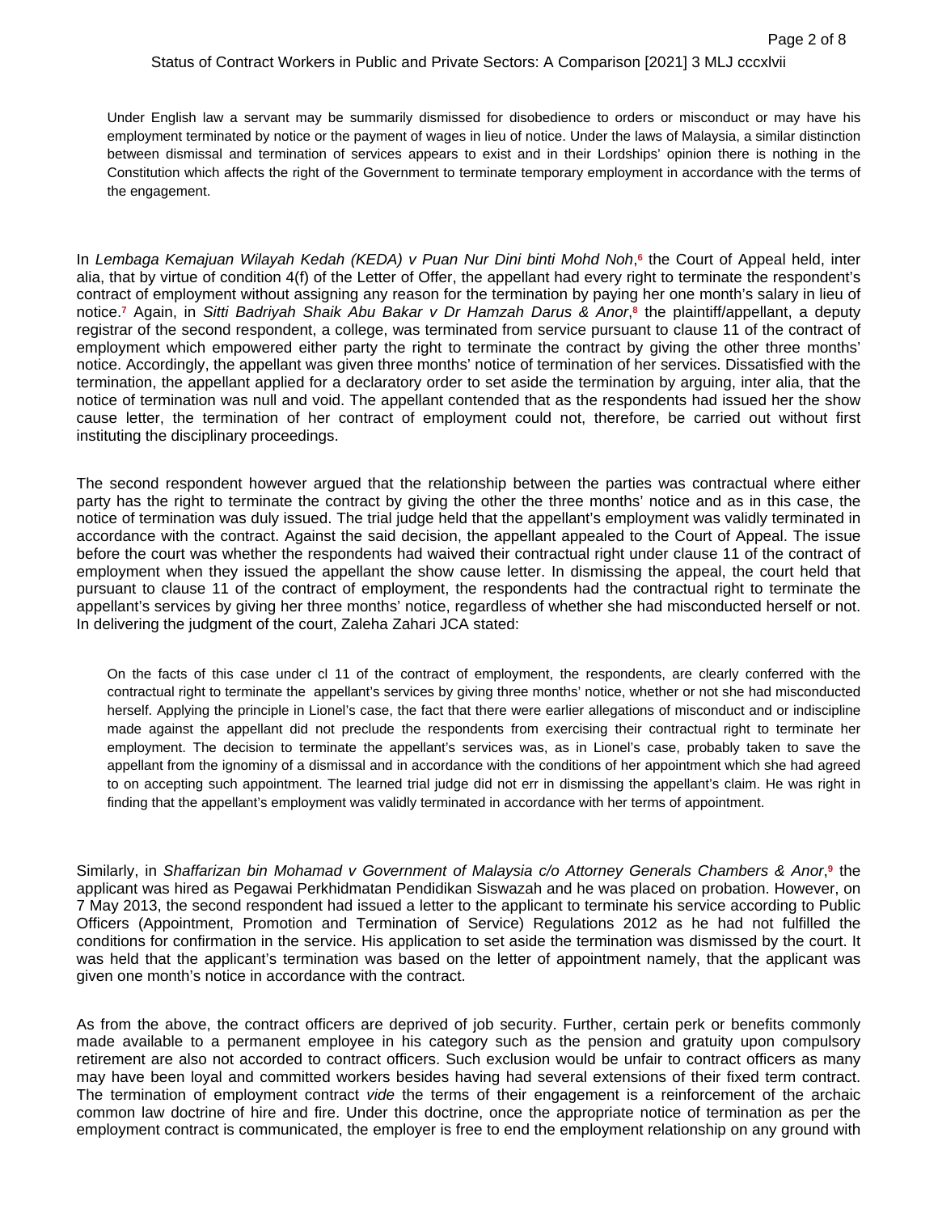> Under English law a servant may be summarily dismissed for disobedience to orders or misconduct or may have his employment terminated by notice or the payment of wages in lieu of notice. Under the laws of Malaysia, a similar distinction between dismissal and termination of services appears to exist and in their Lordships' opinion there is nothing in the Constitution which affects the right of the Government to terminate temporary employment in accordance with the terms of the engagement.

In *Lembaga Kemajuan Wilayah Kedah (KEDA) v Puan Nur Dini binti Mohd Noh*,[6] the Court of Appeal held, inter alia, that by virtue of condition 4(f) of the Letter of Offer, the appellant had every right to terminate the respondent's contract of employment without assigning any reason for the termination by paying her one month's salary in lieu of notice.[7] Again, in *Sitti Badriyah Shaik Abu Bakar v Dr Hamzah Darus & Anor*,[8] the plaintiff/appellant, a deputy registrar of the second respondent, a college, was terminated from service pursuant to clause 11 of the contract of employment which empowered either party the right to terminate the contract by giving the other three months' notice. Accordingly, the appellant was given three months' notice of termination of her services. Dissatisfied with the termination, the appellant applied for a declaratory order to set aside the termination by arguing, inter alia, that the notice of termination was null and void. The appellant contended that as the respondents had issued her the show cause letter, the termination of her contract of employment could not, therefore, be carried out without first instituting the disciplinary proceedings.

The second respondent however argued that the relationship between the parties was contractual where either party has the right to terminate the contract by giving the other the three months' notice and as in this case, the notice of termination was duly issued. The trial judge held that the appellant's employment was validly terminated in accordance with the contract. Against the said decision, the appellant appealed to the Court of Appeal. The issue before the court was whether the respondents had waived their contractual right under clause 11 of the contract of employment when they issued the appellant the show cause letter. In dismissing the appeal, the court held that pursuant to clause 11 of the contract of employment, the respondents had the contractual right to terminate the appellant's services by giving her three months' notice, regardless of whether she had misconducted herself or not. In delivering the judgment of the court, Zaleha Zahari JCA stated:

> On the facts of this case under cl 11 of the contract of employment, the respondents, are clearly conferred with the contractual right to terminate the appellant's services by giving three months' notice, whether or not she had misconducted herself. Applying the principle in Lionel's case, the fact that there were earlier allegations of misconduct and or indiscipline made against the appellant did not preclude the respondents from exercising their contractual right to terminate her employment. The decision to terminate the appellant's services was, as in Lionel's case, probably taken to save the appellant from the ignominy of a dismissal and in accordance with the conditions of her appointment which she had agreed to on accepting such appointment. The learned trial judge did not err in dismissing the appellant's claim. He was right in finding that the appellant's employment was validly terminated in accordance with her terms of appointment.

Similarly, in *Shaffarizan bin Mohamad v Government of Malaysia c/o Attorney Generals Chambers & Anor*,[9] the applicant was hired as Pegawai Perkhidmatan Pendidikan Siswazah and he was placed on probation. However, on 7 May 2013, the second respondent had issued a letter to the applicant to terminate his service according to Public Officers (Appointment, Promotion and Termination of Service) Regulations 2012 as he had not fulfilled the conditions for confirmation in the service. His application to set aside the termination was dismissed by the court. It was held that the applicant's termination was based on the letter of appointment namely, that the applicant was given one month's notice in accordance with the contract.

As from the above, the contract officers are deprived of job security. Further, certain perk or benefits commonly made available to a permanent employee in his category such as the pension and gratuity upon compulsory retirement are also not accorded to contract officers. Such exclusion would be unfair to contract officers as many may have been loyal and committed workers besides having had several extensions of their fixed term contract. The termination of employment contract *vide* the terms of their engagement is a reinforcement of the archaic common law doctrine of hire and fire. Under this doctrine, once the appropriate notice of termination as per the employment contract is communicated, the employer is free to end the employment relationship on any ground with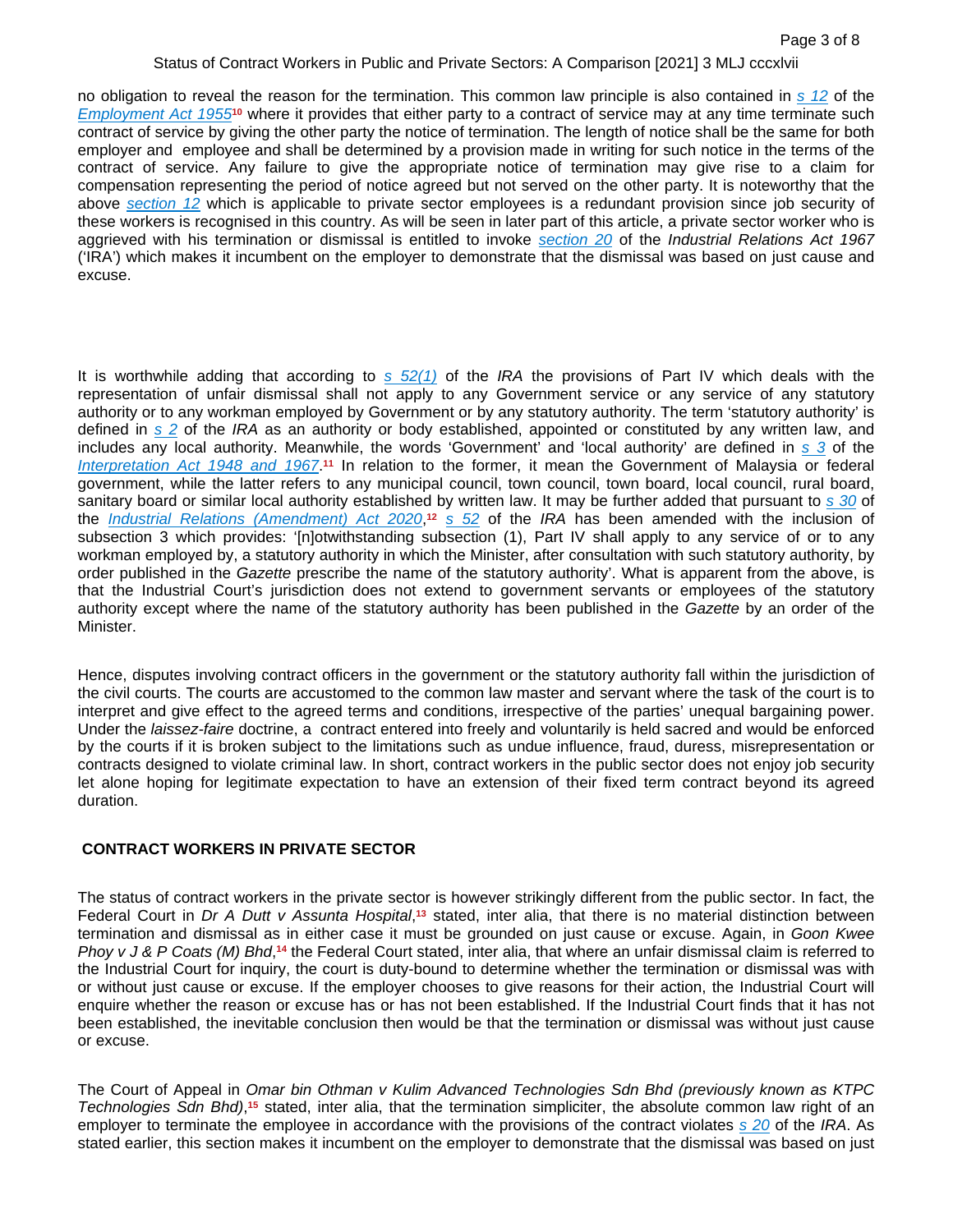no obligation to reveal the reason for the termination. This common law principle is also contained in *s 12* of the *Employment Act 1955*[10] where it provides that either party to a contract of service may at any time terminate such contract of service by giving the other party the notice of termination. The length of notice shall be the same for both employer and employee and shall be determined by a provision made in writing for such notice in the terms of the contract of service. Any failure to give the appropriate notice of termination may give rise to a claim for compensation representing the period of notice agreed but not served on the other party. It is noteworthy that the above *section 12* which is applicable to private sector employees is a redundant provision since job security of these workers is recognised in this country. As will be seen in later part of this article, a private sector worker who is aggrieved with his termination or dismissal is entitled to invoke *section 20* of the *Industrial Relations Act 1967* ('IRA') which makes it incumbent on the employer to demonstrate that the dismissal was based on just cause and excuse.

It is worthwhile adding that according to *s 52(1)* of the *IRA* the provisions of Part IV which deals with the representation of unfair dismissal shall not apply to any Government service or any service of any statutory authority or to any workman employed by Government or by any statutory authority. The term 'statutory authority' is defined in *s 2* of the *IRA* as an authority or body established, appointed or constituted by any written law, and includes any local authority. Meanwhile, the words 'Government' and 'local authority' are defined in *s 3* of the *Interpretation Act 1948 and 1967*.[11] In relation to the former, it mean the Government of Malaysia or federal government, while the latter refers to any municipal council, town council, town board, local council, rural board, sanitary board or similar local authority established by written law. It may be further added that pursuant to *s 30* of the *Industrial Relations (Amendment) Act 2020*,[12] *s 52* of the *IRA* has been amended with the inclusion of subsection 3 which provides: '[n]otwithstanding subsection (1), Part IV shall apply to any service of or to any workman employed by, a statutory authority in which the Minister, after consultation with such statutory authority, by order published in the *Gazette* prescribe the name of the statutory authority'. What is apparent from the above, is that the Industrial Court's jurisdiction does not extend to government servants or employees of the statutory authority except where the name of the statutory authority has been published in the *Gazette* by an order of the Minister.

Hence, disputes involving contract officers in the government or the statutory authority fall within the jurisdiction of the civil courts. The courts are accustomed to the common law master and servant where the task of the court is to interpret and give effect to the agreed terms and conditions, irrespective of the parties' unequal bargaining power. Under the *laissez-faire* doctrine, a contract entered into freely and voluntarily is held sacred and would be enforced by the courts if it is broken subject to the limitations such as undue influence, fraud, duress, misrepresentation or contracts designed to violate criminal law. In short, contract workers in the public sector does not enjoy job security let alone hoping for legitimate expectation to have an extension of their fixed term contract beyond its agreed duration.

## CONTRACT WORKERS IN PRIVATE SECTOR

The status of contract workers in the private sector is however strikingly different from the public sector. In fact, the Federal Court in *Dr A Dutt v Assunta Hospital*,[13] stated, inter alia, that there is no material distinction between termination and dismissal as in either case it must be grounded on just cause or excuse. Again, in *Goon Kwee Phoy v J & P Coats (M) Bhd*,[14] the Federal Court stated, inter alia, that where an unfair dismissal claim is referred to the Industrial Court for inquiry, the court is duty-bound to determine whether the termination or dismissal was with or without just cause or excuse. If the employer chooses to give reasons for their action, the Industrial Court will enquire whether the reason or excuse has or has not been established. If the Industrial Court finds that it has not been established, the inevitable conclusion then would be that the termination or dismissal was without just cause or excuse.

The Court of Appeal in *Omar bin Othman v Kulim Advanced Technologies Sdn Bhd (previously known as KTPC Technologies Sdn Bhd)*,[15] stated, inter alia, that the termination simpliciter, the absolute common law right of an employer to terminate the employee in accordance with the provisions of the contract violates *s 20* of the *IRA*. As stated earlier, this section makes it incumbent on the employer to demonstrate that the dismissal was based on just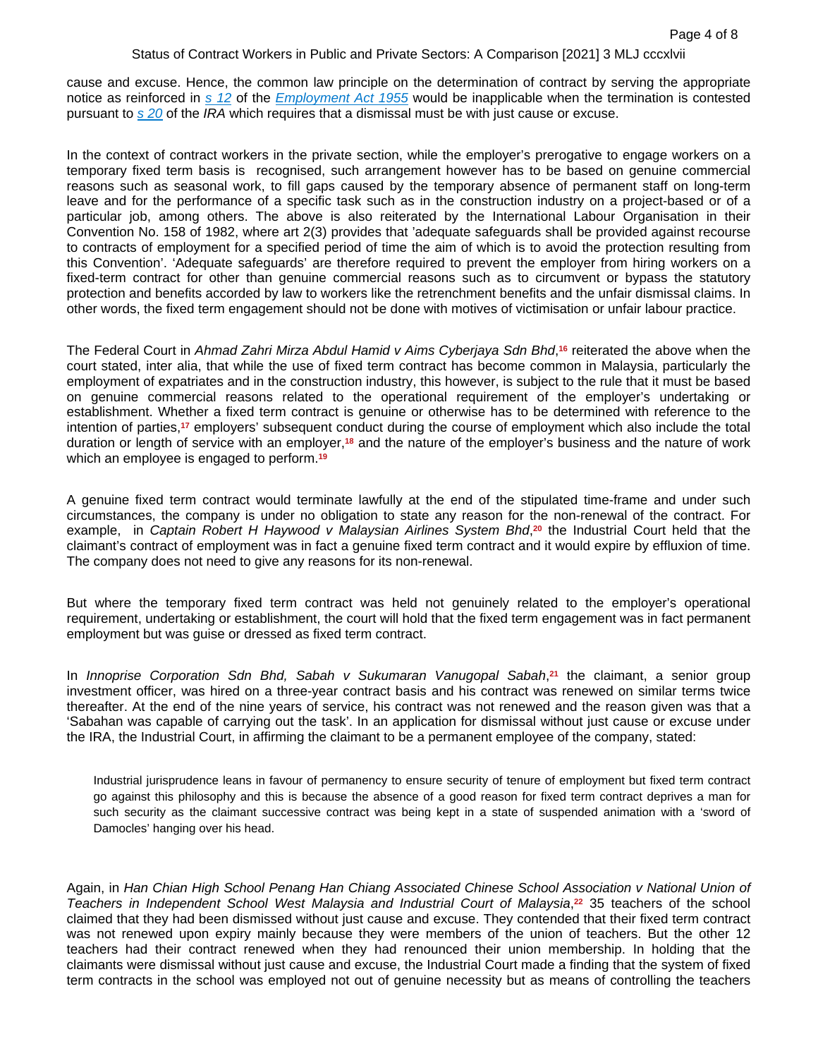cause and excuse. Hence, the common law principle on the determination of contract by serving the appropriate notice as reinforced in s 12 of the Employment Act 1955 would be inapplicable when the termination is contested pursuant to s 20 of the *IRA* which requires that a dismissal must be with just cause or excuse.

In the context of contract workers in the private section, while the employer's prerogative to engage workers on a temporary fixed term basis is recognised, such arrangement however has to be based on genuine commercial reasons such as seasonal work, to fill gaps caused by the temporary absence of permanent staff on long-term leave and for the performance of a specific task such as in the construction industry on a project-based or of a particular job, among others. The above is also reiterated by the International Labour Organisation in their Convention No. 158 of 1982, where art 2(3) provides that 'adequate safeguards shall be provided against recourse to contracts of employment for a specified period of time the aim of which is to avoid the protection resulting from this Convention'. 'Adequate safeguards' are therefore required to prevent the employer from hiring workers on a fixed-term contract for other than genuine commercial reasons such as to circumvent or bypass the statutory protection and benefits accorded by law to workers like the retrenchment benefits and the unfair dismissal claims. In other words, the fixed term engagement should not be done with motives of victimisation or unfair labour practice.

The Federal Court in *Ahmad Zahri Mirza Abdul Hamid v Aims Cyberjaya Sdn Bhd*,[16] reiterated the above when the court stated, inter alia, that while the use of fixed term contract has become common in Malaysia, particularly the employment of expatriates and in the construction industry, this however, is subject to the rule that it must be based on genuine commercial reasons related to the operational requirement of the employer's undertaking or establishment. Whether a fixed term contract is genuine or otherwise has to be determined with reference to the intention of parties,[17] employers' subsequent conduct during the course of employment which also include the total duration or length of service with an employer,[18] and the nature of the employer's business and the nature of work which an employee is engaged to perform.[19]

A genuine fixed term contract would terminate lawfully at the end of the stipulated time-frame and under such circumstances, the company is under no obligation to state any reason for the non-renewal of the contract. For example, in *Captain Robert H Haywood v Malaysian Airlines System Bhd*,[20] the Industrial Court held that the claimant's contract of employment was in fact a genuine fixed term contract and it would expire by effluxion of time. The company does not need to give any reasons for its non-renewal.

But where the temporary fixed term contract was held not genuinely related to the employer's operational requirement, undertaking or establishment, the court will hold that the fixed term engagement was in fact permanent employment but was guise or dressed as fixed term contract.

In *Innoprise Corporation Sdn Bhd, Sabah v Sukumaran Vanugopal Sabah*,[21] the claimant, a senior group investment officer, was hired on a three-year contract basis and his contract was renewed on similar terms twice thereafter. At the end of the nine years of service, his contract was not renewed and the reason given was that a 'Sabahan was capable of carrying out the task'. In an application for dismissal without just cause or excuse under the IRA, the Industrial Court, in affirming the claimant to be a permanent employee of the company, stated:

> Industrial jurisprudence leans in favour of permanency to ensure security of tenure of employment but fixed term contract go against this philosophy and this is because the absence of a good reason for fixed term contract deprives a man for such security as the claimant successive contract was being kept in a state of suspended animation with a 'sword of Damocles' hanging over his head.

Again, in *Han Chian High School Penang Han Chiang Associated Chinese School Association v National Union of Teachers in Independent School West Malaysia and Industrial Court of Malaysia*,[22] 35 teachers of the school claimed that they had been dismissed without just cause and excuse. They contended that their fixed term contract was not renewed upon expiry mainly because they were members of the union of teachers. But the other 12 teachers had their contract renewed when they had renounced their union membership. In holding that the claimants were dismissal without just cause and excuse, the Industrial Court made a finding that the system of fixed term contracts in the school was employed not out of genuine necessity but as means of controlling the teachers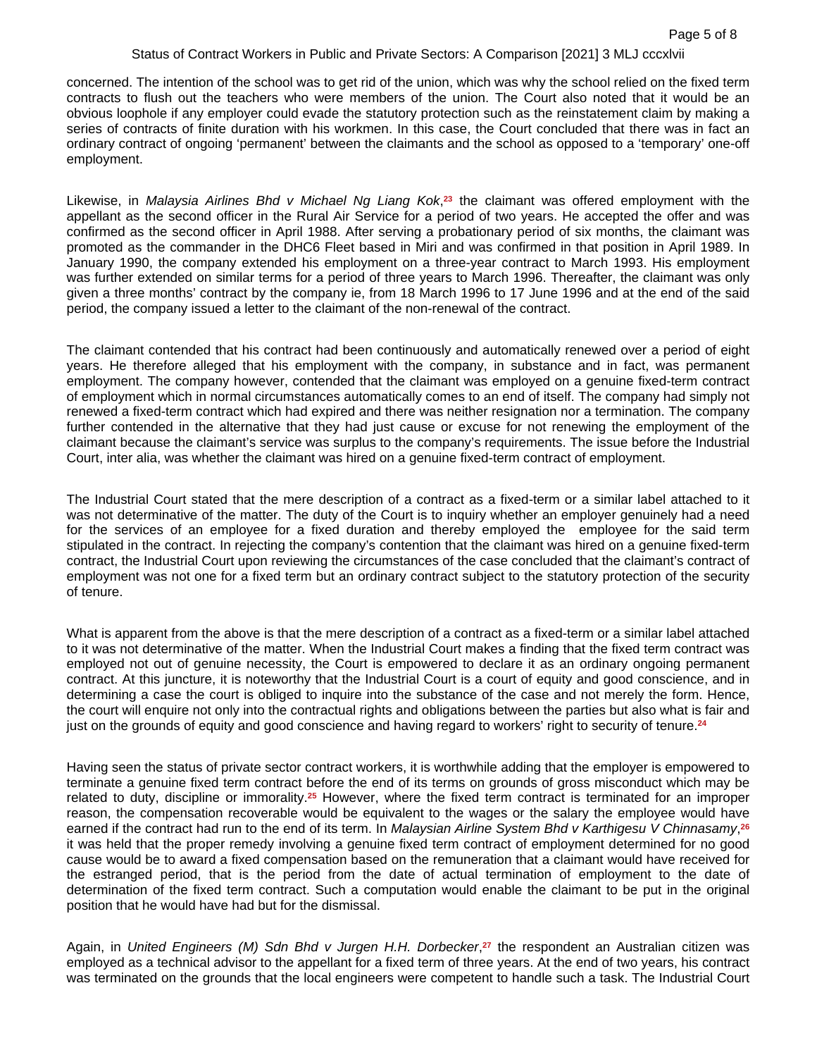concerned. The intention of the school was to get rid of the union, which was why the school relied on the fixed term contracts to flush out the teachers who were members of the union. The Court also noted that it would be an obvious loophole if any employer could evade the statutory protection such as the reinstatement claim by making a series of contracts of finite duration with his workmen. In this case, the Court concluded that there was in fact an ordinary contract of ongoing 'permanent' between the claimants and the school as opposed to a 'temporary' one-off employment.

Likewise, in *Malaysia Airlines Bhd v Michael Ng Liang Kok*,[23] the claimant was offered employment with the appellant as the second officer in the Rural Air Service for a period of two years. He accepted the offer and was confirmed as the second officer in April 1988. After serving a probationary period of six months, the claimant was promoted as the commander in the DHC6 Fleet based in Miri and was confirmed in that position in April 1989. In January 1990, the company extended his employment on a three-year contract to March 1993. His employment was further extended on similar terms for a period of three years to March 1996. Thereafter, the claimant was only given a three months' contract by the company ie, from 18 March 1996 to 17 June 1996 and at the end of the said period, the company issued a letter to the claimant of the non-renewal of the contract.

The claimant contended that his contract had been continuously and automatically renewed over a period of eight years. He therefore alleged that his employment with the company, in substance and in fact, was permanent employment. The company however, contended that the claimant was employed on a genuine fixed-term contract of employment which in normal circumstances automatically comes to an end of itself. The company had simply not renewed a fixed-term contract which had expired and there was neither resignation nor a termination. The company further contended in the alternative that they had just cause or excuse for not renewing the employment of the claimant because the claimant's service was surplus to the company's requirements. The issue before the Industrial Court, inter alia, was whether the claimant was hired on a genuine fixed-term contract of employment.

The Industrial Court stated that the mere description of a contract as a fixed-term or a similar label attached to it was not determinative of the matter. The duty of the Court is to inquiry whether an employer genuinely had a need for the services of an employee for a fixed duration and thereby employed the employee for the said term stipulated in the contract. In rejecting the company's contention that the claimant was hired on a genuine fixed-term contract, the Industrial Court upon reviewing the circumstances of the case concluded that the claimant's contract of employment was not one for a fixed term but an ordinary contract subject to the statutory protection of the security of tenure.

What is apparent from the above is that the mere description of a contract as a fixed-term or a similar label attached to it was not determinative of the matter. When the Industrial Court makes a finding that the fixed term contract was employed not out of genuine necessity, the Court is empowered to declare it as an ordinary ongoing permanent contract. At this juncture, it is noteworthy that the Industrial Court is a court of equity and good conscience, and in determining a case the court is obliged to inquire into the substance of the case and not merely the form. Hence, the court will enquire not only into the contractual rights and obligations between the parties but also what is fair and just on the grounds of equity and good conscience and having regard to workers' right to security of tenure.[24]

Having seen the status of private sector contract workers, it is worthwhile adding that the employer is empowered to terminate a genuine fixed term contract before the end of its terms on grounds of gross misconduct which may be related to duty, discipline or immorality.[25] However, where the fixed term contract is terminated for an improper reason, the compensation recoverable would be equivalent to the wages or the salary the employee would have earned if the contract had run to the end of its term. In *Malaysian Airline System Bhd v Karthigesu V Chinnasamy*,[26] it was held that the proper remedy involving a genuine fixed term contract of employment determined for no good cause would be to award a fixed compensation based on the remuneration that a claimant would have received for the estranged period, that is the period from the date of actual termination of employment to the date of determination of the fixed term contract. Such a computation would enable the claimant to be put in the original position that he would have had but for the dismissal.

Again, in *United Engineers (M) Sdn Bhd v Jurgen H.H. Dorbecker*,[27] the respondent an Australian citizen was employed as a technical advisor to the appellant for a fixed term of three years. At the end of two years, his contract was terminated on the grounds that the local engineers were competent to handle such a task. The Industrial Court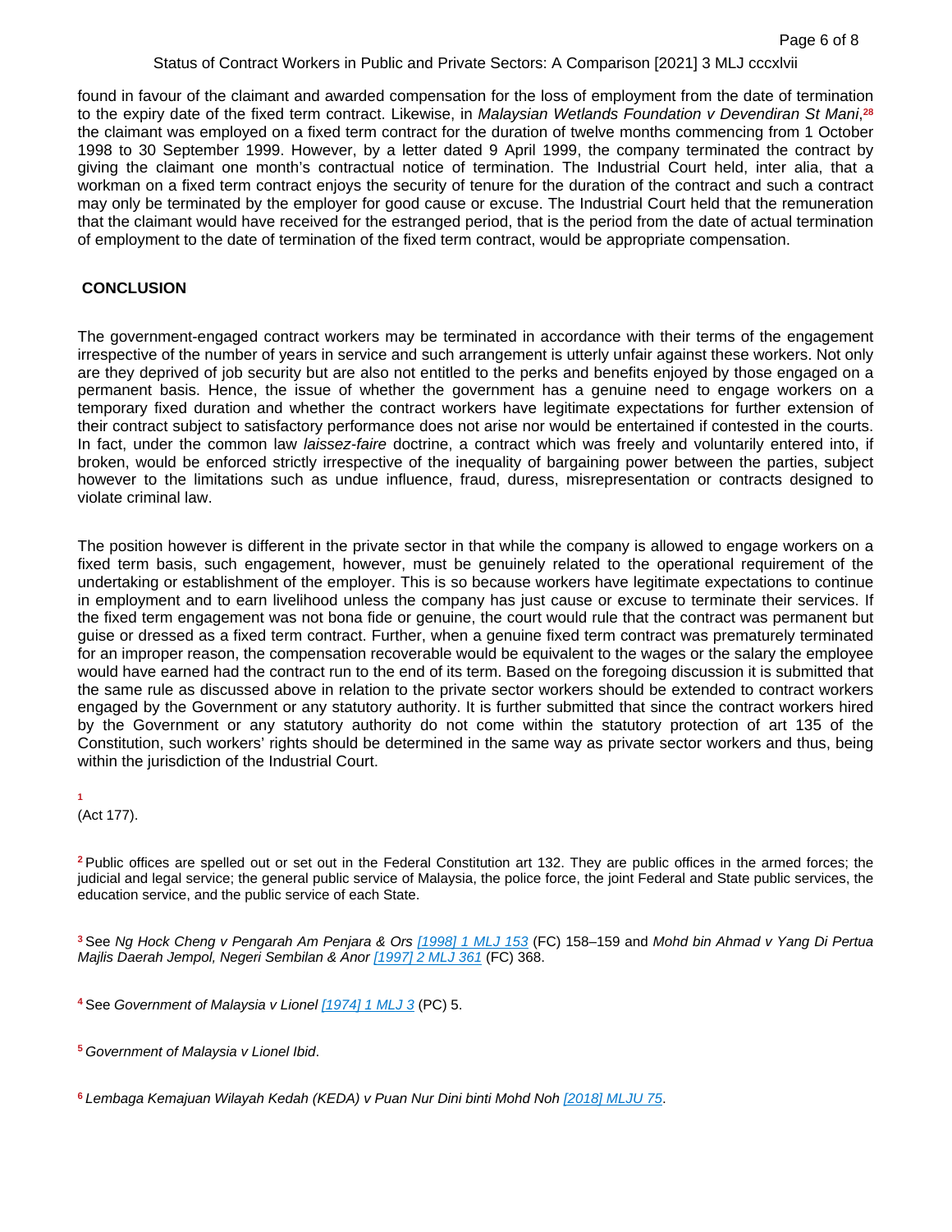found in favour of the claimant and awarded compensation for the loss of employment from the date of termination to the expiry date of the fixed term contract. Likewise, in *Malaysian Wetlands Foundation v Devendiran St Mani*,[28] the claimant was employed on a fixed term contract for the duration of twelve months commencing from 1 October 1998 to 30 September 1999. However, by a letter dated 9 April 1999, the company terminated the contract by giving the claimant one month's contractual notice of termination. The Industrial Court held, inter alia, that a workman on a fixed term contract enjoys the security of tenure for the duration of the contract and such a contract may only be terminated by the employer for good cause or excuse. The Industrial Court held that the remuneration that the claimant would have received for the estranged period, that is the period from the date of actual termination of employment to the date of termination of the fixed term contract, would be appropriate compensation.

## CONCLUSION

The government-engaged contract workers may be terminated in accordance with their terms of the engagement irrespective of the number of years in service and such arrangement is utterly unfair against these workers. Not only are they deprived of job security but are also not entitled to the perks and benefits enjoyed by those engaged on a permanent basis. Hence, the issue of whether the government has a genuine need to engage workers on a temporary fixed duration and whether the contract workers have legitimate expectations for further extension of their contract subject to satisfactory performance does not arise nor would be entertained if contested in the courts. In fact, under the common law *laissez-faire* doctrine, a contract which was freely and voluntarily entered into, if broken, would be enforced strictly irrespective of the inequality of bargaining power between the parties, subject however to the limitations such as undue influence, fraud, duress, misrepresentation or contracts designed to violate criminal law.

The position however is different in the private sector in that while the company is allowed to engage workers on a fixed term basis, such engagement, however, must be genuinely related to the operational requirement of the undertaking or establishment of the employer. This is so because workers have legitimate expectations to continue in employment and to earn livelihood unless the company has just cause or excuse to terminate their services. If the fixed term engagement was not bona fide or genuine, the court would rule that the contract was permanent but guise or dressed as a fixed term contract. Further, when a genuine fixed term contract was prematurely terminated for an improper reason, the compensation recoverable would be equivalent to the wages or the salary the employee would have earned had the contract run to the end of its term. Based on the foregoing discussion it is submitted that the same rule as discussed above in relation to the private sector workers should be extended to contract workers engaged by the Government or any statutory authority. It is further submitted that since the contract workers hired by the Government or any statutory authority do not come within the statutory protection of art 135 of the Constitution, such workers' rights should be determined in the same way as private sector workers and thus, being within the jurisdiction of the Industrial Court.

[1] (Act 177).

[2] Public offices are spelled out or set out in the Federal Constitution art 132. They are public offices in the armed forces; the judicial and legal service; the general public service of Malaysia, the police force, the joint Federal and State public services, the education service, and the public service of each State.

[3] See *Ng Hock Cheng v Pengarah Am Penjara & Ors* [1998] 1 MLJ 153 (FC) 158–159 and *Mohd bin Ahmad v Yang Di Pertua Majlis Daerah Jempol, Negeri Sembilan & Anor* [1997] 2 MLJ 361 (FC) 368.

[4] See *Government of Malaysia v Lionel* [1974] 1 MLJ 3 (PC) 5.

[5] *Government of Malaysia v Lionel Ibid*.

[6] *Lembaga Kemajuan Wilayah Kedah (KEDA) v Puan Nur Dini binti Mohd Noh* [2018] MLJU 75.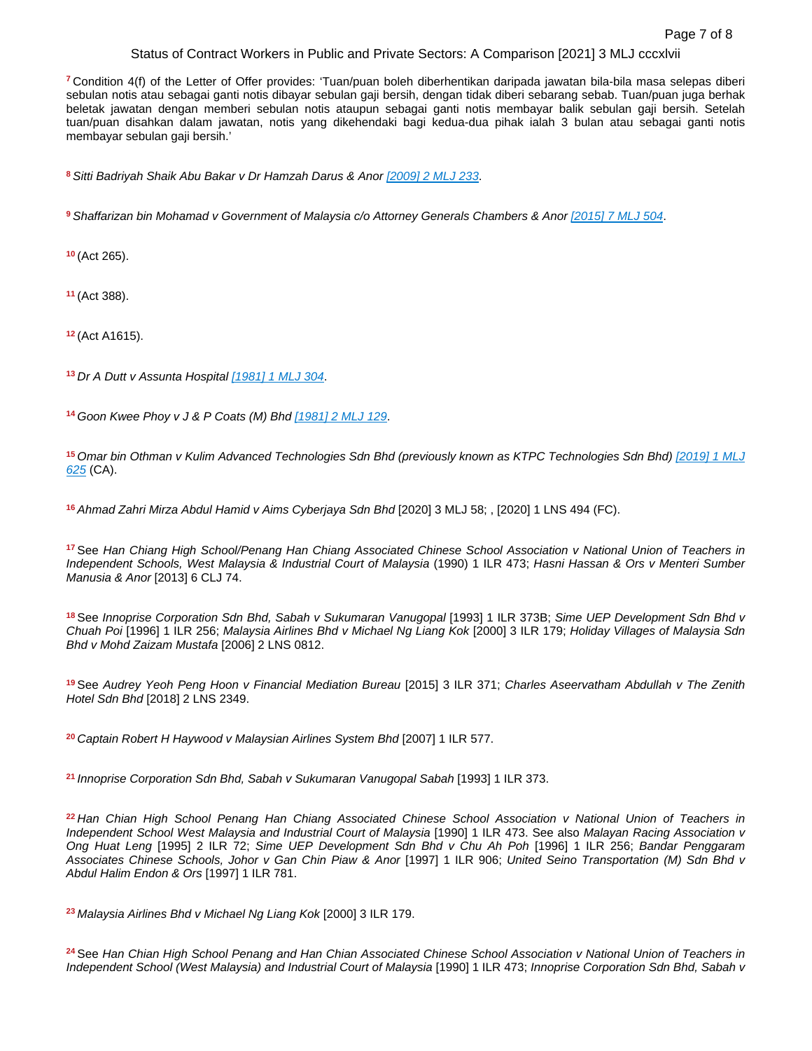[7] Condition 4(f) of the Letter of Offer provides: 'Tuan/puan boleh diberhentikan daripada jawatan bila-bila masa selepas diberi sebulan notis atau sebagai ganti notis dibayar sebulan gaji bersih, dengan tidak diberi sebarang sebab. Tuan/puan juga berhak beletak jawatan dengan memberi sebulan notis ataupun sebagai ganti notis membayar balik sebulan gaji bersih. Setelah tuan/puan disahkan dalam jawatan, notis yang dikehendaki bagi kedua-dua pihak ialah 3 bulan atau sebagai ganti notis membayar sebulan gaji bersih.'

[8] *Sitti Badriyah Shaik Abu Bakar v Dr Hamzah Darus & Anor* [2009] 2 MLJ 233.

[9] *Shaffarizan bin Mohamad v Government of Malaysia c/o Attorney Generals Chambers & Anor* [2015] 7 MLJ 504.

[10] (Act 265).

[11] (Act 388).

[12] (Act A1615).

[13] *Dr A Dutt v Assunta Hospital* [1981] 1 MLJ 304.

[14] *Goon Kwee Phoy v J & P Coats (M) Bhd* [1981] 2 MLJ 129.

[15] *Omar bin Othman v Kulim Advanced Technologies Sdn Bhd (previously known as KTPC Technologies Sdn Bhd)* [2019] 1 MLJ 625 (CA).

[16] *Ahmad Zahri Mirza Abdul Hamid v Aims Cyberjaya Sdn Bhd* [2020] 3 MLJ 58; , [2020] 1 LNS 494 (FC).

[17] See *Han Chiang High School/Penang Han Chiang Associated Chinese School Association v National Union of Teachers in Independent Schools, West Malaysia & Industrial Court of Malaysia* (1990) 1 ILR 473; *Hasni Hassan & Ors v Menteri Sumber Manusia & Anor* [2013] 6 CLJ 74.

[18] See *Innoprise Corporation Sdn Bhd, Sabah v Sukumaran Vanugopal* [1993] 1 ILR 373B; *Sime UEP Development Sdn Bhd v Chuah Poi* [1996] 1 ILR 256; *Malaysia Airlines Bhd v Michael Ng Liang Kok* [2000] 3 ILR 179; *Holiday Villages of Malaysia Sdn Bhd v Mohd Zaizam Mustafa* [2006] 2 LNS 0812.

[19] See *Audrey Yeoh Peng Hoon v Financial Mediation Bureau* [2015] 3 ILR 371; *Charles Aseervatham Abdullah v The Zenith Hotel Sdn Bhd* [2018] 2 LNS 2349.

[20] *Captain Robert H Haywood v Malaysian Airlines System Bhd* [2007] 1 ILR 577.

[21] *Innoprise Corporation Sdn Bhd, Sabah v Sukumaran Vanugopal Sabah* [1993] 1 ILR 373.

[22] *Han Chian High School Penang Han Chiang Associated Chinese School Association v National Union of Teachers in Independent School West Malaysia and Industrial Court of Malaysia* [1990] 1 ILR 473. See also *Malayan Racing Association v Ong Huat Leng* [1995] 2 ILR 72; *Sime UEP Development Sdn Bhd v Chu Ah Poh* [1996] 1 ILR 256; *Bandar Penggaram Associates Chinese Schools, Johor v Gan Chin Piaw & Anor* [1997] 1 ILR 906; *United Seino Transportation (M) Sdn Bhd v Abdul Halim Endon & Ors* [1997] 1 ILR 781.

[23] *Malaysia Airlines Bhd v Michael Ng Liang Kok* [2000] 3 ILR 179.

[24] See *Han Chian High School Penang and Han Chian Associated Chinese School Association v National Union of Teachers in Independent School (West Malaysia) and Industrial Court of Malaysia* [1990] 1 ILR 473; *Innoprise Corporation Sdn Bhd, Sabah v*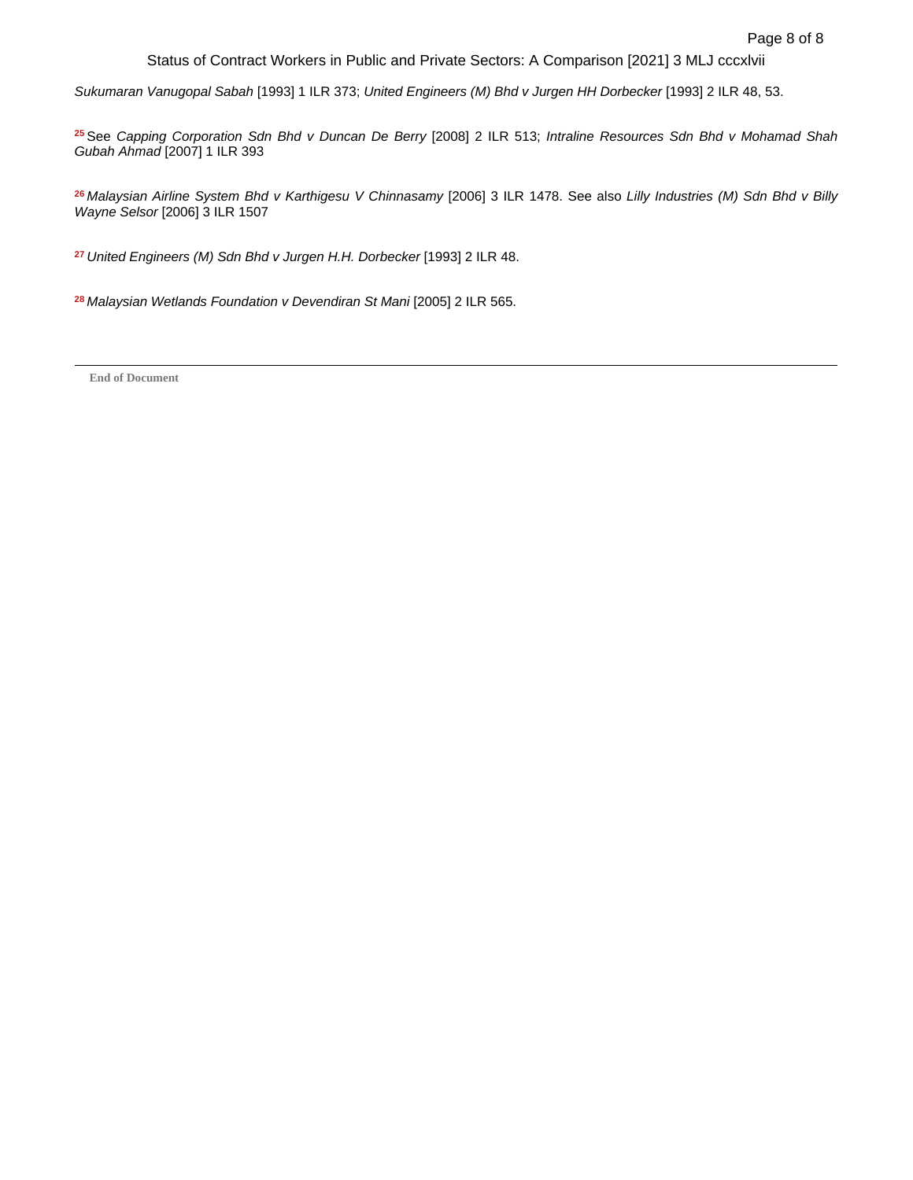*Sukumaran Vanugopal Sabah* [1993] 1 ILR 373; *United Engineers (M) Bhd v Jurgen HH Dorbecker* [1993] 2 ILR 48, 53.

[25] See *Capping Corporation Sdn Bhd v Duncan De Berry* [2008] 2 ILR 513; *Intraline Resources Sdn Bhd v Mohamad Shah Gubah Ahmad* [2007] 1 ILR 393

[26] *Malaysian Airline System Bhd v Karthigesu V Chinnasamy* [2006] 3 ILR 1478. See also *Lilly Industries (M) Sdn Bhd v Billy Wayne Selsor* [2006] 3 ILR 1507

[27] *United Engineers (M) Sdn Bhd v Jurgen H.H. Dorbecker* [1993] 2 ILR 48.

[28] *Malaysian Wetlands Foundation v Devendiran St Mani* [2005] 2 ILR 565.

---

**End of Document**